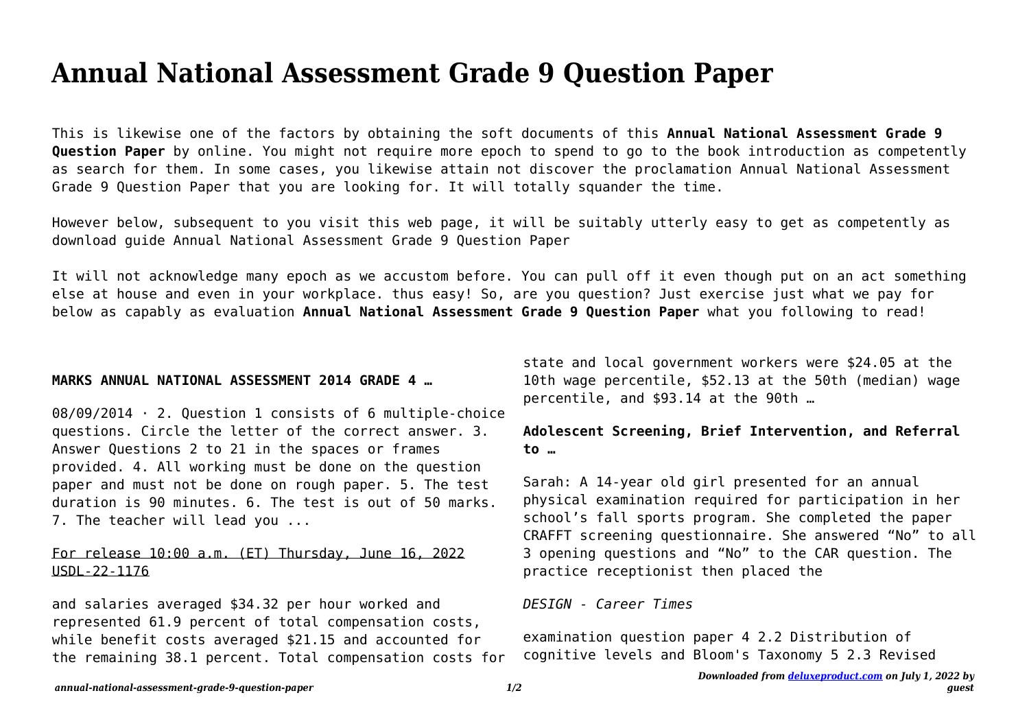# Annual National Assessment Grade 9 Question Paper

This is likewise one of the factors by obtaining the soft documents of this **Annual National Assessment Grade 9 Question Paper** by online. You might not require more epoch to spend to go to the book introduction as competently as search for them. In some cases, you likewise attain not discover the proclamation Annual National Assessment Grade 9 Question Paper that you are looking for. It will totally squander the time.

However below, subsequent to you visit this web page, it will be suitably utterly easy to get as competently as download guide Annual National Assessment Grade 9 Question Paper

It will not acknowledge many epoch as we accustom before. You can pull off it even though put on an act something else at house and even in your workplace. thus easy! So, are you question? Just exercise just what we pay for below as capably as evaluation **Annual National Assessment Grade 9 Question Paper** what you following to read!

**MARKS ANNUAL NATIONAL ASSESSMENT 2014 GRADE 4 …**

08/09/2014 · 2. Question 1 consists of 6 multiple-choice questions. Circle the letter of the correct answer. 3. Answer Questions 2 to 21 in the spaces or frames provided. 4. All working must be done on the question paper and must not be done on rough paper. 5. The test duration is 90 minutes. 6. The test is out of 50 marks. 7. The teacher will lead you ...

For release 10:00 a.m. (ET) Thursday, June 16, 2022 USDL-22-1176

and salaries averaged $34.32 per hour worked and represented 61.9 percent of total compensation costs, while benefit costs averaged $21.15 and accounted for the remaining 38.1 percent. Total compensation costs for state and local government workers were $24.05 at the 10th wage percentile, $52.13 at the 50th (median) wage percentile, and $93.14 at the 90th …

**Adolescent Screening, Brief Intervention, and Referral to …**

Sarah: A 14-year old girl presented for an annual physical examination required for participation in her school's fall sports program. She completed the paper CRAFFT screening questionnaire. She answered "No" to all 3 opening questions and "No" to the CAR question. The practice receptionist then placed the

*DESIGN - Career Times*

examination question paper 4 2.2 Distribution of cognitive levels and Bloom's Taxonomy 5 2.3 Revised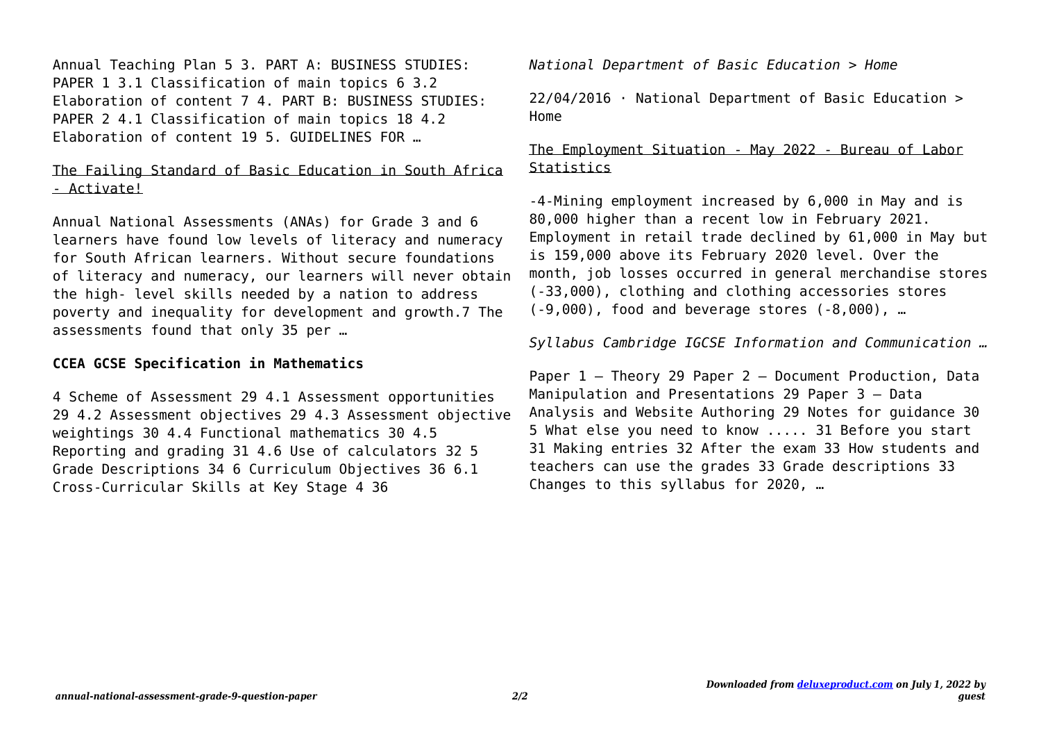Annual Teaching Plan 5 3. PART A: BUSINESS STUDIES: PAPER 1 3.1 Classification of main topics 6 3.2 Elaboration of content 7 4. PART B: BUSINESS STUDIES: PAPER 2 4.1 Classification of main topics 18 4.2 Elaboration of content 19 5. GUIDELINES FOR …

The Failing Standard of Basic Education in South Africa - Activate!

Annual National Assessments (ANAs) for Grade 3 and 6 learners have found low levels of literacy and numeracy for South African learners. Without secure foundations of literacy and numeracy, our learners will never obtain the high- level skills needed by a nation to address poverty and inequality for development and growth.7 The assessments found that only 35 per …

**CCEA GCSE Specification in Mathematics**

4 Scheme of Assessment 29 4.1 Assessment opportunities 29 4.2 Assessment objectives 29 4.3 Assessment objective weightings 30 4.4 Functional mathematics 30 4.5 Reporting and grading 31 4.6 Use of calculators 32 5 Grade Descriptions 34 6 Curriculum Objectives 36 6.1 Cross-Curricular Skills at Key Stage 4 36

*National Department of Basic Education > Home*

22/04/2016 · National Department of Basic Education > Home

The Employment Situation - May 2022 - Bureau of Labor Statistics

-4-Mining employment increased by 6,000 in May and is 80,000 higher than a recent low in February 2021. Employment in retail trade declined by 61,000 in May but is 159,000 above its February 2020 level. Over the month, job losses occurred in general merchandise stores (-33,000), clothing and clothing accessories stores (-9,000), food and beverage stores (-8,000), …

*Syllabus Cambridge IGCSE Information and Communication …*

Paper 1 – Theory 29 Paper 2 – Document Production, Data Manipulation and Presentations 29 Paper 3 – Data Analysis and Website Authoring 29 Notes for guidance 30 5 What else you need to know ..... 31 Before you start 31 Making entries 32 After the exam 33 How students and teachers can use the grades 33 Grade descriptions 33 Changes to this syllabus for 2020, …